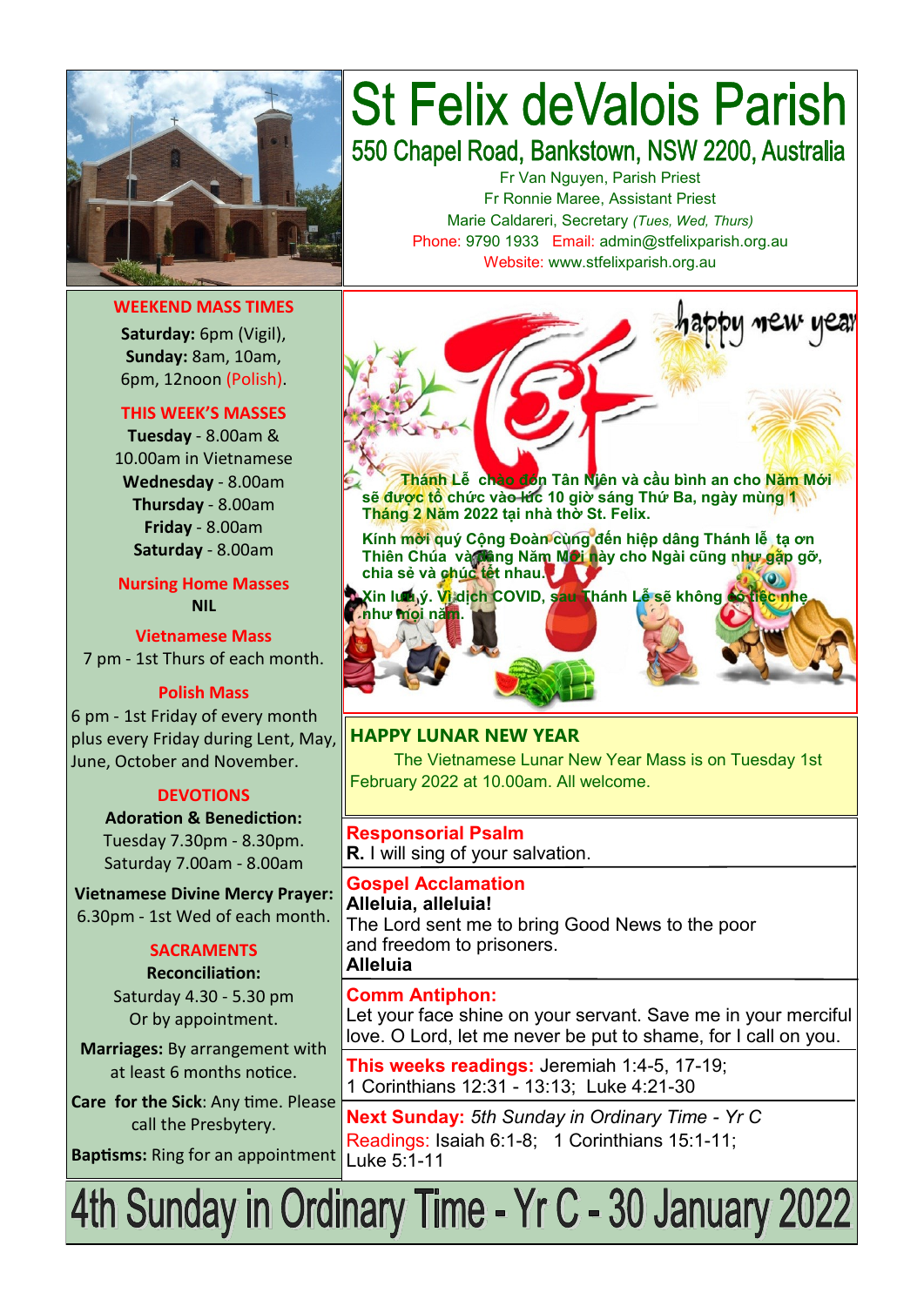# St Felix deValois Parish

## 550 Chapel Road, Bankstown, NSW 2200, Australia

Fr Van Nguyen, Parish Priest
Fr Ronnie Maree, Assistant Priest
Marie Caldareri, Secretary *(Tues, Wed, Thurs)*
Phone: 9790 1933 Email: admin@stfelixparish.org.au
Website: www.stfelixparish.org.au

### WEEKEND MASS TIMES

**Saturday:** 6pm (Vigil),
**Sunday:** 8am, 10am, 6pm, 12noon (Polish).

### THIS WEEK'S MASSES

**Tuesday** - 8.00am & 10.00am in Vietnamese
**Wednesday** - 8.00am
**Thursday** - 8.00am
**Friday** - 8.00am
**Saturday** - 8.00am

### Nursing Home Masses

**NIL**

### Vietnamese Mass

7 pm - 1st Thurs of each month.

### Polish Mass

6 pm - 1st Friday of every month plus every Friday during Lent, May, June, October and November.

### DEVOTIONS

**Adoration & Benediction:**
Tuesday 7.30pm - 8.30pm.
Saturday 7.00am - 8.00am

**Vietnamese Divine Mercy Prayer:**
6.30pm - 1st Wed of each month.

### SACRAMENTS

**Reconciliation:**
Saturday 4.30 - 5.30 pm
Or by appointment.

**Marriages:** By arrangement with at least 6 months notice.

**Care for the Sick**: Any time. Please call the Presbytery.

**Baptisms:** Ring for an appointment

---

Tết — happy new year

**Thánh Lễ chào đón Tân Niên và cầu bình an cho Năm Mới sẽ được tổ chức vào lúc 10 giờ sáng Thứ Ba, ngày mùng 1 Tháng 2 Năm 2022 tại nhà thờ St. Felix.**

**Kính mời quý Cộng Đoàn cùng đến hiệp dâng Thánh lễ tạ ơn Thiên Chúa và dâng Năm Mới này cho Ngài cũng như gặp gỡ, chia sẻ và chúc tết nhau.**

**Xin lưu ý. Vì dịch COVID, sau Thánh Lễ sẽ không có tiệc nhẹ như mọi năm.**

### HAPPY LUNAR NEW YEAR

The Vietnamese Lunar New Year Mass is on Tuesday 1st February 2022 at 10.00am. All welcome.

**Responsorial Psalm**
**R.** I will sing of your salvation.

**Gospel Acclamation**
**Alleluia, alleluia!**
The Lord sent me to bring Good News to the poor and freedom to prisoners.
**Alleluia**

**Comm Antiphon:**
Let your face shine on your servant. Save me in your merciful love. O Lord, let me never be put to shame, for I call on you.

**This weeks readings:** Jeremiah 1:4-5, 17-19; 1 Corinthians 12:31 - 13:13; Luke 4:21-30

**Next Sunday:** *5th Sunday in Ordinary Time - Yr C*
Readings: Isaiah 6:1-8; 1 Corinthians 15:1-11; Luke 5:1-11

# 4th Sunday in Ordinary Time - Yr C - 30 January 2022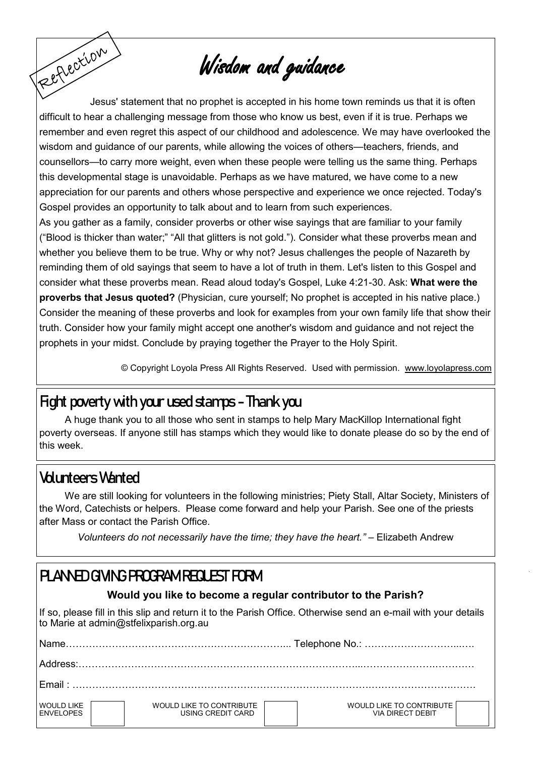Reflection

# Wisdom and guidance

Jesus' statement that no prophet is accepted in his home town reminds us that it is often difficult to hear a challenging message from those who know us best, even if it is true. Perhaps we remember and even regret this aspect of our childhood and adolescence. We may have overlooked the wisdom and guidance of our parents, while allowing the voices of others—teachers, friends, and counsellors—to carry more weight, even when these people were telling us the same thing. Perhaps this developmental stage is unavoidable. Perhaps as we have matured, we have come to a new appreciation for our parents and others whose perspective and experience we once rejected. Today's Gospel provides an opportunity to talk about and to learn from such experiences.

As you gather as a family, consider proverbs or other wise sayings that are familiar to your family ("Blood is thicker than water;" "All that glitters is not gold."). Consider what these proverbs mean and whether you believe them to be true. Why or why not? Jesus challenges the people of Nazareth by reminding them of old sayings that seem to have a lot of truth in them. Let's listen to this Gospel and consider what these proverbs mean. Read aloud today's Gospel, Luke 4:21-30. Ask: **What were the proverbs that Jesus quoted?** (Physician, cure yourself; No prophet is accepted in his native place.) Consider the meaning of these proverbs and look for examples from your own family life that show their truth. Consider how your family might accept one another's wisdom and guidance and not reject the prophets in your midst. Conclude by praying together the Prayer to the Holy Spirit.

© Copyright Loyola Press All Rights Reserved. Used with permission. www.loyolapress.com

## Fight poverty with your used stamps - Thank you

A huge thank you to all those who sent in stamps to help Mary MacKillop International fight poverty overseas. If anyone still has stamps which they would like to donate please do so by the end of this week.

## Volunteers Wanted

We are still looking for volunteers in the following ministries; Piety Stall, Altar Society, Ministers of the Word, Catechists or helpers. Please come forward and help your Parish. See one of the priests after Mass or contact the Parish Office.

*Volunteers do not necessarily have the time; they have the heart."* – Elizabeth Andrew

## PLANNED GIVING PROGRAM REQUEST FORM

**Would you like to become a regular contributor to the Parish?**

If so, please fill in this slip and return it to the Parish Office. Otherwise send an e-mail with your details to Marie at admin@stfelixparish.org.au

Name………………………………………………….………... Telephone No.: …………………………..….

Address:……………………………………………………………………...…………………….…………

Email : ……………………………………………………………………………….………………….…….

WOULD LIKE ENVELOPES ☐ WOULD LIKE TO CONTRIBUTE USING CREDIT CARD ☐ WOULD LIKE TO CONTRIBUTE VIA DIRECT DEBIT ☐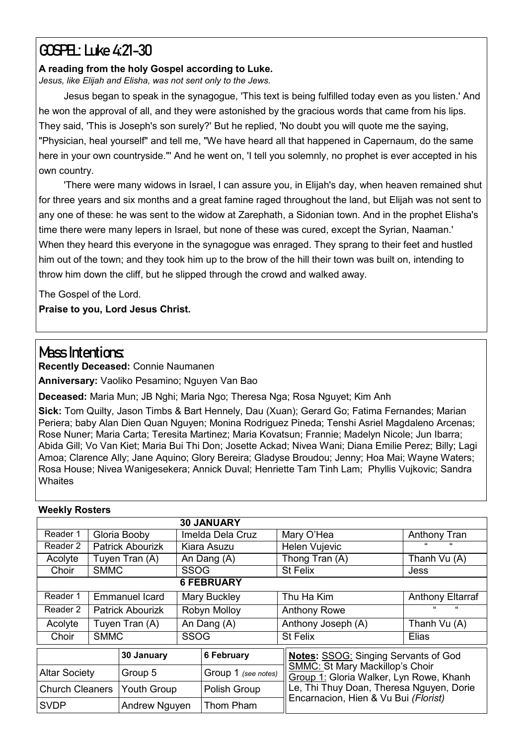## GOSPEL: Luke 4:21-30

**A reading from the holy Gospel according to Luke.**

*Jesus, like Elijah and Elisha, was not sent only to the Jews.*

Jesus began to speak in the synagogue, 'This text is being fulfilled today even as you listen.' And he won the approval of all, and they were astonished by the gracious words that came from his lips. They said, 'This is Joseph's son surely?' But he replied, 'No doubt you will quote me the saying, "Physician, heal yourself" and tell me, "We have heard all that happened in Capernaum, do the same here in your own countryside."' And he went on, 'I tell you solemnly, no prophet is ever accepted in his own country.

'There were many widows in Israel, I can assure you, in Elijah's day, when heaven remained shut for three years and six months and a great famine raged throughout the land, but Elijah was not sent to any one of these: he was sent to the widow at Zarephath, a Sidonian town. And in the prophet Elisha's time there were many lepers in Israel, but none of these was cured, except the Syrian, Naaman.' When they heard this everyone in the synagogue was enraged. They sprang to their feet and hustled him out of the town; and they took him up to the brow of the hill their town was built on, intending to throw him down the cliff, but he slipped through the crowd and walked away.

The Gospel of the Lord.

**Praise to you, Lord Jesus Christ.**

## Mass Intentions:

**Recently Deceased:** Connie Naumanen

**Anniversary:** Vaoliko Pesamino; Nguyen Van Bao

**Deceased:** Maria Mun; JB Nghi; Maria Ngo; Theresa Nga; Rosa Nguyet; Kim Anh

**Sick:** Tom Quilty, Jason Timbs & Bart Hennely, Dau (Xuan); Gerard Go; Fatima Fernandes; Marian Periera; baby Alan Dien Quan Nguyen; Monina Rodriguez Pineda; Tenshi Asriel Magdaleno Arcenas; Rose Nuner; Maria Carta; Teresita Martinez; Maria Kovatsun; Frannie; Madelyn Nicole; Jun Ibarra; Abida Gill; Vo Van Kiet; Maria Bui Thi Don; Josette Ackad; Nivea Wani; Diana Emilie Perez; Billy; Lagi Amoa; Clarence Ally; Jane Aquino; Glory Bereira; Gladyse Broudou; Jenny; Hoa Mai; Wayne Waters; Rosa House; Nivea Wanigesekera; Annick Duval; Henriette Tam Tinh Lam; Phyllis Vujkovic; Sandra Whaites

**Weekly Rosters**

| | | | | |
|---|---|---|---|---|
| **30 JANUARY** | | | | |
| Reader 1 | Gloria Booby | Imelda Dela Cruz | Mary O'Hea | Anthony Tran |
| Reader 2 | Patrick Abourizk | Kiara Asuzu | Helen Vujevic | " " |
| Acolyte | Tuyen Tran (A) | An Dang (A) | Thong Tran (A) | Thanh Vu (A) |
| Choir | SMMC | SSOG | St Felix | Jess |
| **6 FEBRUARY** | | | | |
| Reader 1 | Emmanuel Icard | Mary Buckley | Thu Ha Kim | Anthony Eltarraf |
| Reader 2 | Patrick Abourizk | Robyn Molloy | Anthony Rowe | " " |
| Acolyte | Tuyen Tran (A) | An Dang (A) | Anthony Joseph (A) | Thanh Vu (A) |
| Choir | SMMC | SSOG | St Felix | Elias |

| | 30 January | 6 February |
|---|---|---|
| Altar Society | Group 5 | Group 1 *(see notes)* |
| Church Cleaners | Youth Group | Polish Group |
| SVDP | Andrew Nguyen | Thom Pham |

**Notes:** SSOG: Singing Servants of God
SMMC: St Mary Mackillop's Choir
Group 1: Gloria Walker, Lyn Rowe, Khanh Le, Thi Thuy Doan, Theresa Nguyen, Dorie Encarnacion, Hien & Vu Bui *(Florist)*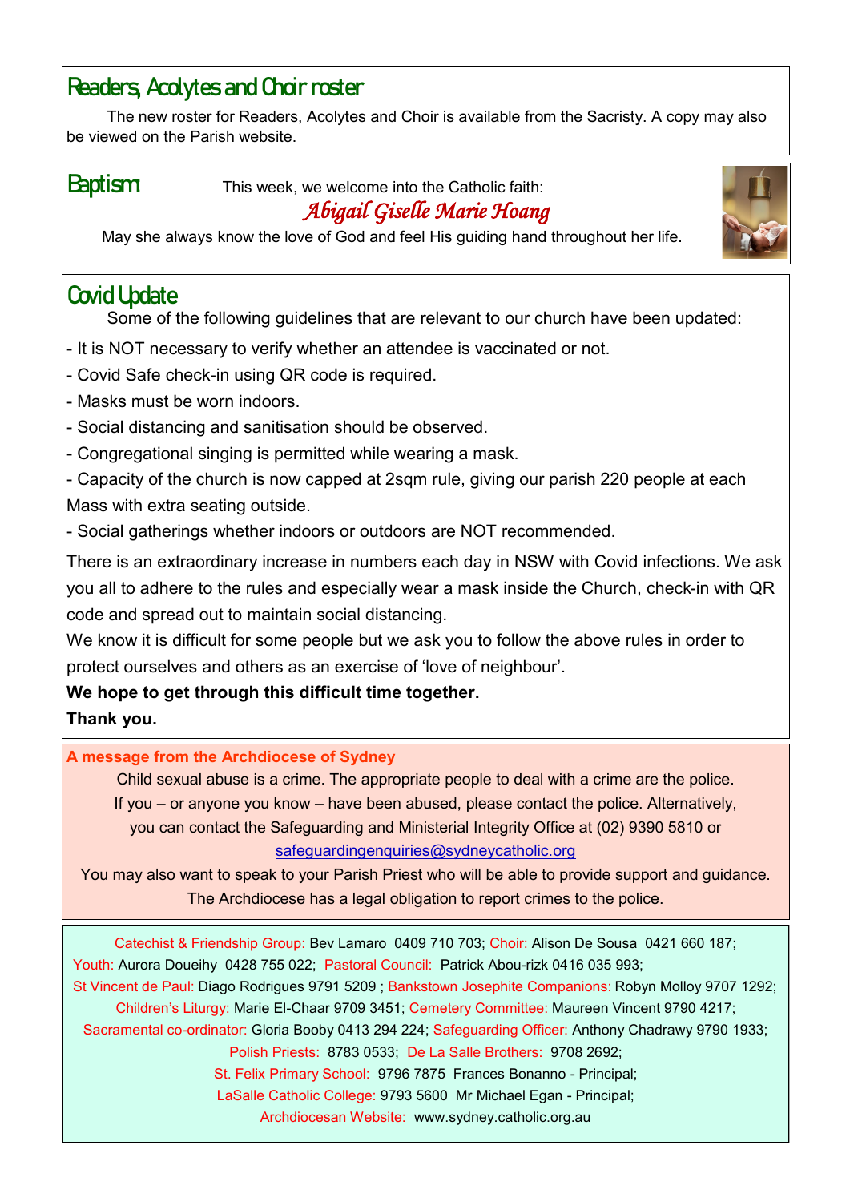## Readers, Acolytes and Choir roster

The new roster for Readers, Acolytes and Choir is available from the Sacristy. A copy may also be viewed on the Parish website.

## Baptism

This week, we welcome into the Catholic faith:

*Abigail Giselle Marie Hoang*

May she always know the love of God and feel His guiding hand throughout her life.

## Covid Update

Some of the following guidelines that are relevant to our church have been updated:

- It is NOT necessary to verify whether an attendee is vaccinated or not.
- Covid Safe check-in using QR code is required.
- Masks must be worn indoors.
- Social distancing and sanitisation should be observed.
- Congregational singing is permitted while wearing a mask.
- Capacity of the church is now capped at 2sqm rule, giving our parish 220 people at each Mass with extra seating outside.
- Social gatherings whether indoors or outdoors are NOT recommended.

There is an extraordinary increase in numbers each day in NSW with Covid infections. We ask you all to adhere to the rules and especially wear a mask inside the Church, check-in with QR code and spread out to maintain social distancing.

We know it is difficult for some people but we ask you to follow the above rules in order to protect ourselves and others as an exercise of 'love of neighbour'.

**We hope to get through this difficult time together.**

**Thank you.**

**A message from the Archdiocese of Sydney**

Child sexual abuse is a crime. The appropriate people to deal with a crime are the police. If you – or anyone you know – have been abused, please contact the police. Alternatively, you can contact the Safeguarding and Ministerial Integrity Office at (02) 9390 5810 or safeguardingenquiries@sydneycatholic.org

You may also want to speak to your Parish Priest who will be able to provide support and guidance. The Archdiocese has a legal obligation to report crimes to the police.

Catechist & Friendship Group: Bev Lamaro 0409 710 703; Choir: Alison De Sousa 0421 660 187;
Youth: Aurora Doueihy 0428 755 022; Pastoral Council: Patrick Abou-rizk 0416 035 993;
St Vincent de Paul: Diago Rodrigues 9791 5209 ; Bankstown Josephite Companions: Robyn Molloy 9707 1292;
Children's Liturgy: Marie El-Chaar 9709 3451; Cemetery Committee: Maureen Vincent 9790 4217;
Sacramental co-ordinator: Gloria Booby 0413 294 224; Safeguarding Officer: Anthony Chadrawy 9790 1933;
Polish Priests: 8783 0533; De La Salle Brothers: 9708 2692;
St. Felix Primary School: 9796 7875 Frances Bonanno - Principal;
LaSalle Catholic College: 9793 5600 Mr Michael Egan - Principal;
Archdiocesan Website: www.sydney.catholic.org.au